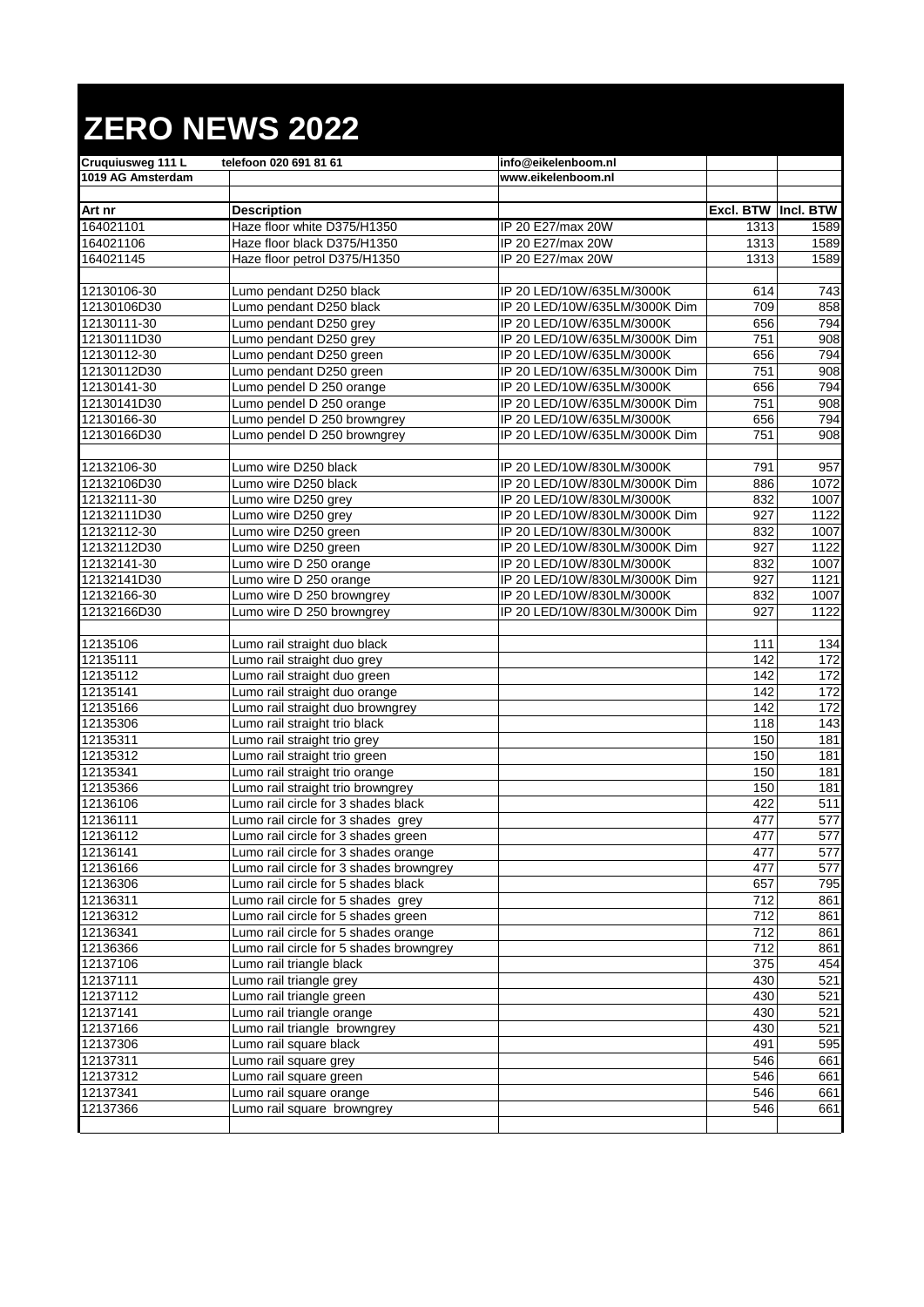# ZERO NEWS 2022

| Cruquiusweg 111 L | telefoon 020 691 81 61 | info@eikelenboom.nl | | |
|---|---|---|---|---|
| 1019 AG Amsterdam | | www.eikelenboom.nl | | |
| | | | | |
| **Art nr** | **Description** | | **Excl. BTW** | **Incl. BTW** |
| 164021101 | Haze floor white D375/H1350 | IP 20 E27/max 20W | 1313 | 1589 |
| 164021106 | Haze floor black D375/H1350 | IP 20 E27/max 20W | 1313 | 1589 |
| 164021145 | Haze floor petrol D375/H1350 | IP 20 E27/max 20W | 1313 | 1589 |
| | | | | |
| 12130106-30 | Lumo pendant D250 black | IP 20 LED/10W/635LM/3000K | 614 | 743 |
| 12130106D30 | Lumo pendant D250 black | IP 20 LED/10W/635LM/3000K Dim | 709 | 858 |
| 12130111-30 | Lumo pendant D250 grey | IP 20 LED/10W/635LM/3000K | 656 | 794 |
| 12130111D30 | Lumo pendant D250 grey | IP 20 LED/10W/635LM/3000K Dim | 751 | 908 |
| 12130112-30 | Lumo pendant D250 green | IP 20 LED/10W/635LM/3000K | 656 | 794 |
| 12130112D30 | Lumo pendant D250 green | IP 20 LED/10W/635LM/3000K Dim | 751 | 908 |
| 12130141-30 | Lumo pendel D 250 orange | IP 20 LED/10W/635LM/3000K | 656 | 794 |
| 12130141D30 | Lumo pendel D 250 orange | IP 20 LED/10W/635LM/3000K Dim | 751 | 908 |
| 12130166-30 | Lumo pendel D 250 browngrey | IP 20 LED/10W/635LM/3000K | 656 | 794 |
| 12130166D30 | Lumo pendel D 250 browngrey | IP 20 LED/10W/635LM/3000K Dim | 751 | 908 |
| | | | | |
| 12132106-30 | Lumo wire D250 black | IP 20 LED/10W/830LM/3000K | 791 | 957 |
| 12132106D30 | Lumo wire D250 black | IP 20 LED/10W/830LM/3000K Dim | 886 | 1072 |
| 12132111-30 | Lumo wire D250 grey | IP 20 LED/10W/830LM/3000K | 832 | 1007 |
| 12132111D30 | Lumo wire D250 grey | IP 20 LED/10W/830LM/3000K Dim | 927 | 1122 |
| 12132112-30 | Lumo wire D250 green | IP 20 LED/10W/830LM/3000K | 832 | 1007 |
| 12132112D30 | Lumo wire D250 green | IP 20 LED/10W/830LM/3000K Dim | 927 | 1122 |
| 12132141-30 | Lumo wire D 250 orange | IP 20 LED/10W/830LM/3000K | 832 | 1007 |
| 12132141D30 | Lumo wire D 250 orange | IP 20 LED/10W/830LM/3000K Dim | 927 | 1121 |
| 12132166-30 | Lumo wire D 250 browngrey | IP 20 LED/10W/830LM/3000K | 832 | 1007 |
| 12132166D30 | Lumo wire D 250 browngrey | IP 20 LED/10W/830LM/3000K Dim | 927 | 1122 |
| | | | | |
| 12135106 | Lumo rail straight duo black | | 111 | 134 |
| 12135111 | Lumo rail straight duo grey | | 142 | 172 |
| 12135112 | Lumo rail straight duo green | | 142 | 172 |
| 12135141 | Lumo rail straight duo orange | | 142 | 172 |
| 12135166 | Lumo rail straight duo browngrey | | 142 | 172 |
| 12135306 | Lumo rail straight trio black | | 118 | 143 |
| 12135311 | Lumo rail straight trio grey | | 150 | 181 |
| 12135312 | Lumo rail straight trio green | | 150 | 181 |
| 12135341 | Lumo rail straight trio orange | | 150 | 181 |
| 12135366 | Lumo rail straight trio browngrey | | 150 | 181 |
| 12136106 | Lumo rail circle for 3 shades black | | 422 | 511 |
| 12136111 | Lumo rail circle for 3 shades grey | | 477 | 577 |
| 12136112 | Lumo rail circle for 3 shades green | | 477 | 577 |
| 12136141 | Lumo rail circle for 3 shades orange | | 477 | 577 |
| 12136166 | Lumo rail circle for 3 shades browngrey | | 477 | 577 |
| 12136306 | Lumo rail circle for 5 shades black | | 657 | 795 |
| 12136311 | Lumo rail circle for 5 shades grey | | 712 | 861 |
| 12136312 | Lumo rail circle for 5 shades green | | 712 | 861 |
| 12136341 | Lumo rail circle for 5 shades orange | | 712 | 861 |
| 12136366 | Lumo rail circle for 5 shades browngrey | | 712 | 861 |
| 12137106 | Lumo rail triangle black | | 375 | 454 |
| 12137111 | Lumo rail triangle grey | | 430 | 521 |
| 12137112 | Lumo rail triangle green | | 430 | 521 |
| 12137141 | Lumo rail triangle orange | | 430 | 521 |
| 12137166 | Lumo rail triangle browngrey | | 430 | 521 |
| 12137306 | Lumo rail square black | | 491 | 595 |
| 12137311 | Lumo rail square grey | | 546 | 661 |
| 12137312 | Lumo rail square green | | 546 | 661 |
| 12137341 | Lumo rail square orange | | 546 | 661 |
| 12137366 | Lumo rail square browngrey | | 546 | 661 |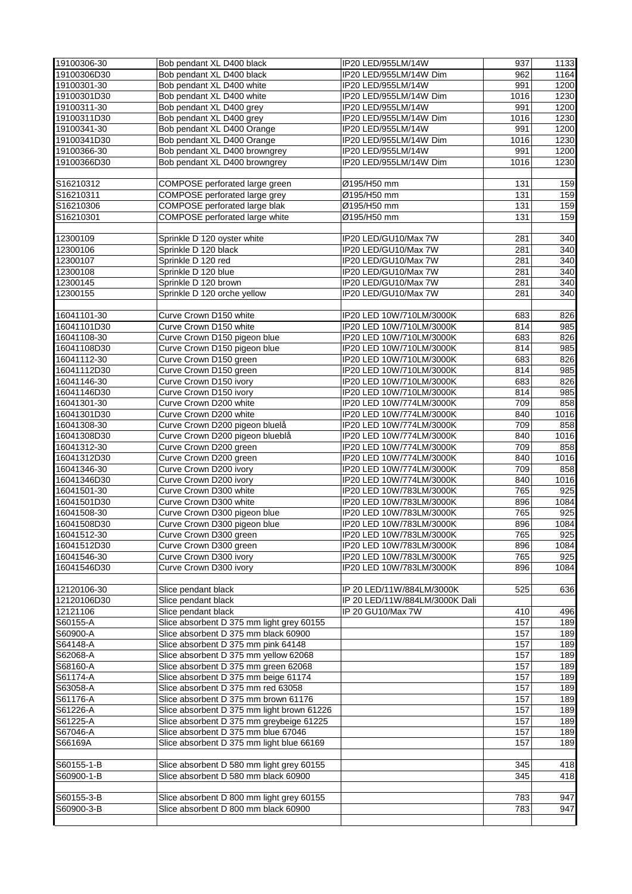| | | | | |
|---|---|---|---|---|
| 19100306-30 | Bob pendant XL D400 black | IP20 LED/955LM/14W | 937 | 1133 |
| 19100306D30 | Bob pendant XL D400 black | IP20 LED/955LM/14W Dim | 962 | 1164 |
| 19100301-30 | Bob pendant XL D400 white | IP20 LED/955LM/14W | 991 | 1200 |
| 19100301D30 | Bob pendant XL D400 white | IP20 LED/955LM/14W Dim | 1016 | 1230 |
| 19100311-30 | Bob pendant XL D400 grey | IP20 LED/955LM/14W | 991 | 1200 |
| 19100311D30 | Bob pendant XL D400 grey | IP20 LED/955LM/14W Dim | 1016 | 1230 |
| 19100341-30 | Bob pendant XL D400 Orange | IP20 LED/955LM/14W | 991 | 1200 |
| 19100341D30 | Bob pendant XL D400 Orange | IP20 LED/955LM/14W Dim | 1016 | 1230 |
| 19100366-30 | Bob pendant XL D400 browngrey | IP20 LED/955LM/14W | 991 | 1200 |
| 19100366D30 | Bob pendant XL D400 browngrey | IP20 LED/955LM/14W Dim | 1016 | 1230 |
| | | | | |
| S16210312 | COMPOSE perforated large green | Ø195/H50 mm | 131 | 159 |
| S16210311 | COMPOSE perforated large grey | Ø195/H50 mm | 131 | 159 |
| S16210306 | COMPOSE perforated large blak | Ø195/H50 mm | 131 | 159 |
| S16210301 | COMPOSE perforated large white | Ø195/H50 mm | 131 | 159 |
| | | | | |
| 12300109 | Sprinkle D 120 oyster white | IP20 LED/GU10/Max 7W | 281 | 340 |
| 12300106 | Sprinkle D 120 black | IP20 LED/GU10/Max 7W | 281 | 340 |
| 12300107 | Sprinkle D 120 red | IP20 LED/GU10/Max 7W | 281 | 340 |
| 12300108 | Sprinkle D 120 blue | IP20 LED/GU10/Max 7W | 281 | 340 |
| 12300145 | Sprinkle D 120 brown | IP20 LED/GU10/Max 7W | 281 | 340 |
| 12300155 | Sprinkle D 120 orche yellow | IP20 LED/GU10/Max 7W | 281 | 340 |
| | | | | |
| 16041101-30 | Curve Crown D150 white | IP20 LED 10W/710LM/3000K | 683 | 826 |
| 16041101D30 | Curve Crown D150 white | IP20 LED 10W/710LM/3000K | 814 | 985 |
| 16041108-30 | Curve Crown D150 pigeon blue | IP20 LED 10W/710LM/3000K | 683 | 826 |
| 16041108D30 | Curve Crown D150 pigeon blue | IP20 LED 10W/710LM/3000K | 814 | 985 |
| 16041112-30 | Curve Crown D150 green | IP20 LED 10W/710LM/3000K | 683 | 826 |
| 16041112D30 | Curve Crown D150 green | IP20 LED 10W/710LM/3000K | 814 | 985 |
| 16041146-30 | Curve Crown D150 ivory | IP20 LED 10W/710LM/3000K | 683 | 826 |
| 16041146D30 | Curve Crown D150 ivory | IP20 LED 10W/710LM/3000K | 814 | 985 |
| 16041301-30 | Curve Crown D200 white | IP20 LED 10W/774LM/3000K | 709 | 858 |
| 16041301D30 | Curve Crown D200 white | IP20 LED 10W/774LM/3000K | 840 | 1016 |
| 16041308-30 | Curve Crown D200 pigeon bluelå | IP20 LED 10W/774LM/3000K | 709 | 858 |
| 16041308D30 | Curve Crown D200 pigeon blueblå | IP20 LED 10W/774LM/3000K | 840 | 1016 |
| 16041312-30 | Curve Crown D200 green | IP20 LED 10W/774LM/3000K | 709 | 858 |
| 16041312D30 | Curve Crown D200 green | IP20 LED 10W/774LM/3000K | 840 | 1016 |
| 16041346-30 | Curve Crown D200 ivory | IP20 LED 10W/774LM/3000K | 709 | 858 |
| 16041346D30 | Curve Crown D200 ivory | IP20 LED 10W/774LM/3000K | 840 | 1016 |
| 16041501-30 | Curve Crown D300 white | IP20 LED 10W/783LM/3000K | 765 | 925 |
| 16041501D30 | Curve Crown D300 white | IP20 LED 10W/783LM/3000K | 896 | 1084 |
| 16041508-30 | Curve Crown D300 pigeon blue | IP20 LED 10W/783LM/3000K | 765 | 925 |
| 16041508D30 | Curve Crown D300 pigeon blue | IP20 LED 10W/783LM/3000K | 896 | 1084 |
| 16041512-30 | Curve Crown D300 green | IP20 LED 10W/783LM/3000K | 765 | 925 |
| 16041512D30 | Curve Crown D300 green | IP20 LED 10W/783LM/3000K | 896 | 1084 |
| 16041546-30 | Curve Crown D300 ivory | IP20 LED 10W/783LM/3000K | 765 | 925 |
| 16041546D30 | Curve Crown D300 ivory | IP20 LED 10W/783LM/3000K | 896 | 1084 |
| | | | | |
| 12120106-30 | Slice pendant black | IP 20 LED/11W/884LM/3000K | 525 | 636 |
| 12120106D30 | Slice pendant black | IP 20 LED/11W/884LM/3000K Dali | | |
| 12121106 | Slice pendant black | IP 20 GU10/Max 7W | 410 | 496 |
| S60155-A | Slice absorbent D 375 mm light grey 60155 | | 157 | 189 |
| S60900-A | Slice absorbent D 375 mm black 60900 | | 157 | 189 |
| S64148-A | Slice absorbent D 375 mm pink 64148 | | 157 | 189 |
| S62068-A | Slice absorbent D 375 mm yellow 62068 | | 157 | 189 |
| S68160-A | Slice absorbent D 375 mm green 62068 | | 157 | 189 |
| S61174-A | Slice absorbent D 375 mm beige 61174 | | 157 | 189 |
| S63058-A | Slice absorbent D 375 mm red 63058 | | 157 | 189 |
| S61176-A | Slice absorbent D 375 mm brown 61176 | | 157 | 189 |
| S61226-A | Slice absorbent D 375 mm light brown 61226 | | 157 | 189 |
| S61225-A | Slice absorbent D 375 mm greybeige 61225 | | 157 | 189 |
| S67046-A | Slice absorbent D 375 mm blue 67046 | | 157 | 189 |
| S66169A | Slice absorbent D 375 mm light blue 66169 | | 157 | 189 |
| | | | | |
| S60155-1-B | Slice absorbent D 580 mm light grey 60155 | | 345 | 418 |
| S60900-1-B | Slice absorbent D 580 mm black 60900 | | 345 | 418 |
| | | | | |
| S60155-3-B | Slice absorbent D 800 mm light grey 60155 | | 783 | 947 |
| S60900-3-B | Slice absorbent D 800 mm black 60900 | | 783 | 947 |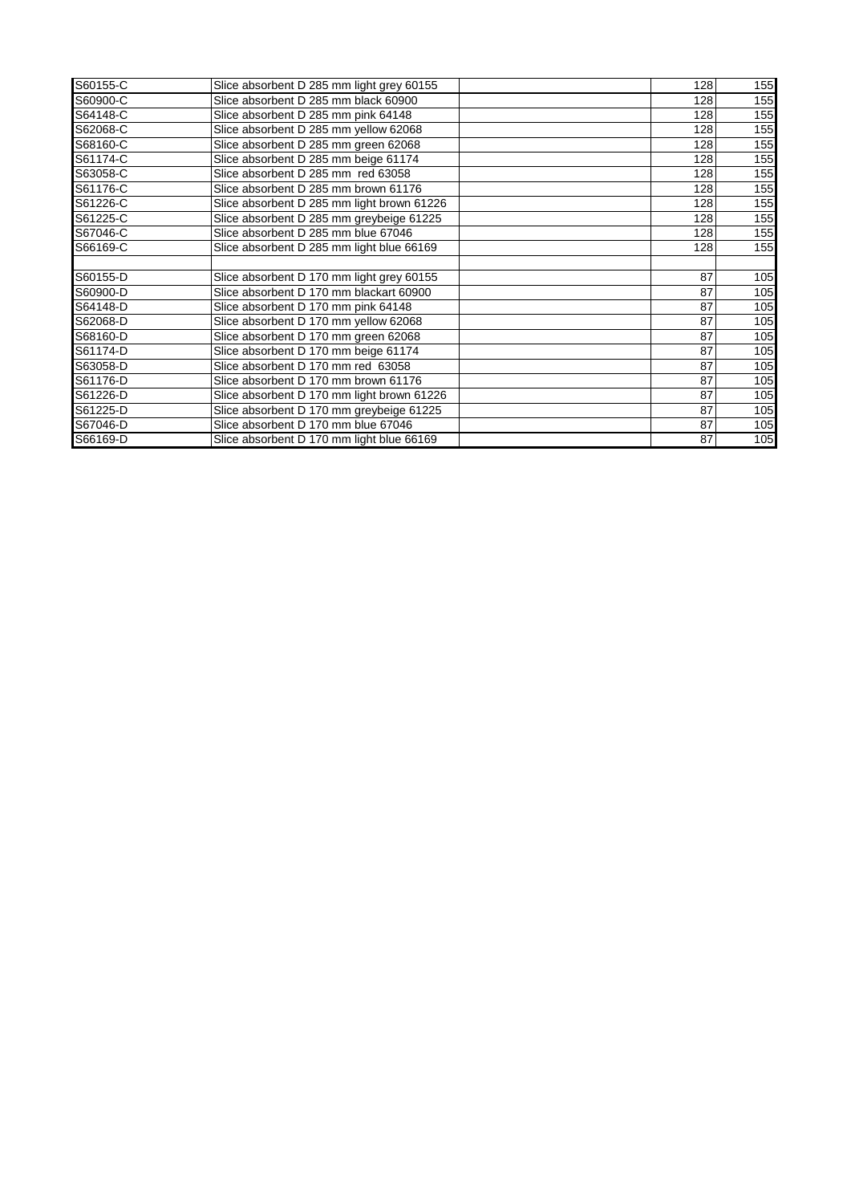| | | | | |
|---|---|---|---|---|
| S60155-C | Slice absorbent D 285 mm light grey 60155 | | 128 | 155 |
| S60900-C | Slice absorbent D 285 mm black 60900 | | 128 | 155 |
| S64148-C | Slice absorbent D 285 mm pink 64148 | | 128 | 155 |
| S62068-C | Slice absorbent D 285 mm yellow 62068 | | 128 | 155 |
| S68160-C | Slice absorbent D 285 mm green 62068 | | 128 | 155 |
| S61174-C | Slice absorbent D 285 mm beige 61174 | | 128 | 155 |
| S63058-C | Slice absorbent D 285 mm  red 63058 | | 128 | 155 |
| S61176-C | Slice absorbent D 285 mm brown 61176 | | 128 | 155 |
| S61226-C | Slice absorbent D 285 mm light brown 61226 | | 128 | 155 |
| S61225-C | Slice absorbent D 285 mm greybeige 61225 | | 128 | 155 |
| S67046-C | Slice absorbent D 285 mm blue 67046 | | 128 | 155 |
| S66169-C | Slice absorbent D 285 mm light blue 66169 | | 128 | 155 |
| | | | | |
| S60155-D | Slice absorbent D 170 mm light grey 60155 | | 87 | 105 |
| S60900-D | Slice absorbent D 170 mm blackart 60900 | | 87 | 105 |
| S64148-D | Slice absorbent D 170 mm pink 64148 | | 87 | 105 |
| S62068-D | Slice absorbent D 170 mm yellow 62068 | | 87 | 105 |
| S68160-D | Slice absorbent D 170 mm green 62068 | | 87 | 105 |
| S61174-D | Slice absorbent D 170 mm beige 61174 | | 87 | 105 |
| S63058-D | Slice absorbent D 170 mm red  63058 | | 87 | 105 |
| S61176-D | Slice absorbent D 170 mm brown 61176 | | 87 | 105 |
| S61226-D | Slice absorbent D 170 mm light brown 61226 | | 87 | 105 |
| S61225-D | Slice absorbent D 170 mm greybeige 61225 | | 87 | 105 |
| S67046-D | Slice absorbent D 170 mm blue 67046 | | 87 | 105 |
| S66169-D | Slice absorbent D 170 mm light blue 66169 | | 87 | 105 |